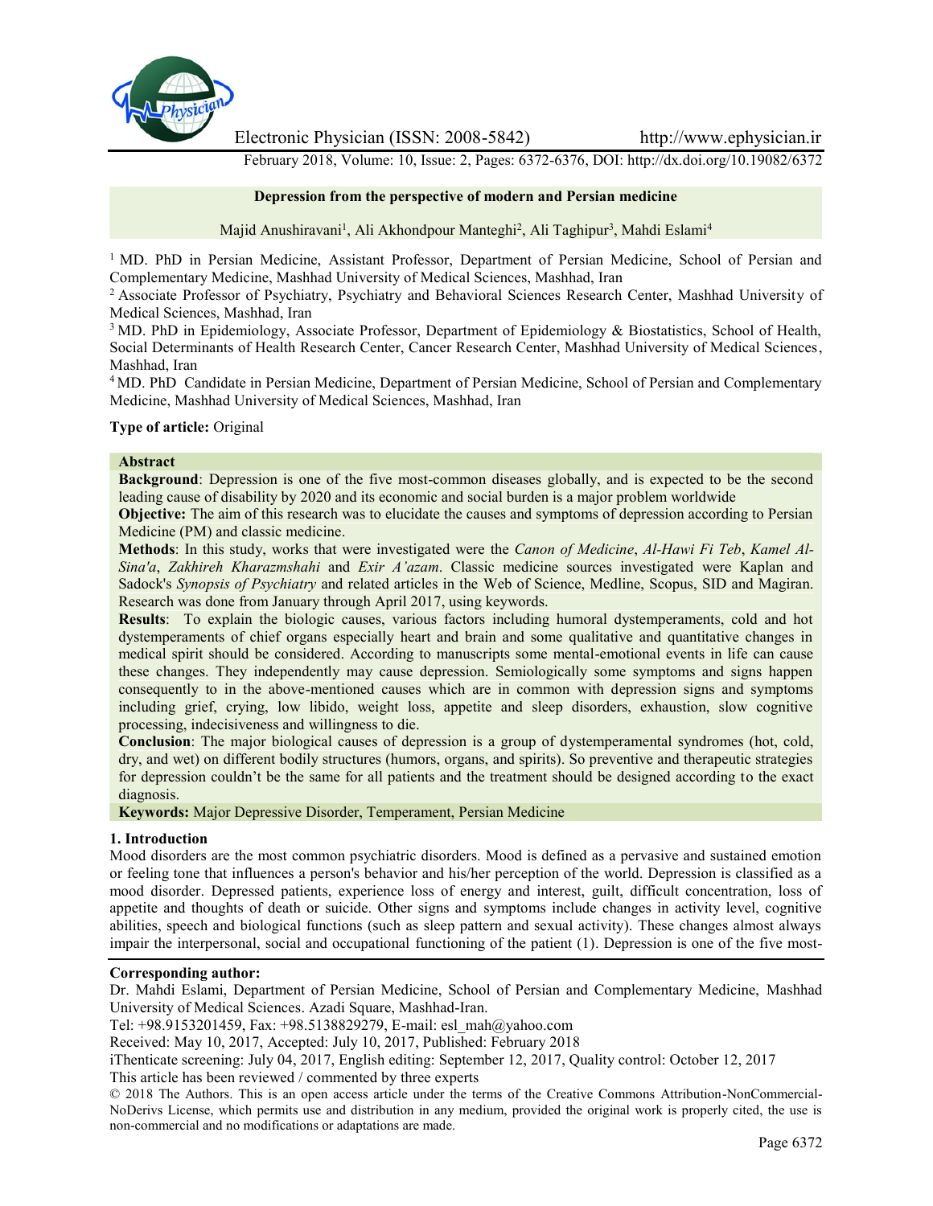# Depression from the perspective of modern and Persian medicine

Majid Anushiravani[1], Ali Akhondpour Manteghi[2], Ali Taghipur[3], Mahdi Eslami[4]

[1] MD. PhD in Persian Medicine, Assistant Professor, Department of Persian Medicine, School of Persian and Complementary Medicine, Mashhad University of Medical Sciences, Mashhad, Iran

[2] Associate Professor of Psychiatry, Psychiatry and Behavioral Sciences Research Center, Mashhad University of Medical Sciences, Mashhad, Iran

[3] MD. PhD in Epidemiology, Associate Professor, Department of Epidemiology & Biostatistics, School of Health, Social Determinants of Health Research Center, Cancer Research Center, Mashhad University of Medical Sciences, Mashhad, Iran

[4] MD. PhD Candidate in Persian Medicine, Department of Persian Medicine, School of Persian and Complementary Medicine, Mashhad University of Medical Sciences, Mashhad, Iran

**Type of article:** Original

## Abstract

**Background**: Depression is one of the five most-common diseases globally, and is expected to be the second leading cause of disability by 2020 and its economic and social burden is a major problem worldwide

**Objective:** The aim of this research was to elucidate the causes and symptoms of depression according to Persian Medicine (PM) and classic medicine.

**Methods**: In this study, works that were investigated were the *Canon of Medicine*, *Al-Hawi Fi Teb*, *Kamel Al-Sina'a*, *Zakhireh Kharazmshahi* and *Exir A'azam*. Classic medicine sources investigated were Kaplan and Sadock's *Synopsis of Psychiatry* and related articles in the Web of Science, Medline, Scopus, SID and Magiran. Research was done from January through April 2017, using keywords.

**Results**: To explain the biologic causes, various factors including humoral dystemperaments, cold and hot dystemperaments of chief organs especially heart and brain and some qualitative and quantitative changes in medical spirit should be considered. According to manuscripts some mental-emotional events in life can cause these changes. They independently may cause depression. Semiologically some symptoms and signs happen consequently to in the above-mentioned causes which are in common with depression signs and symptoms including grief, crying, low libido, weight loss, appetite and sleep disorders, exhaustion, slow cognitive processing, indecisiveness and willingness to die.

**Conclusion**: The major biological causes of depression is a group of dystemperamental syndromes (hot, cold, dry, and wet) on different bodily structures (humors, organs, and spirits). So preventive and therapeutic strategies for depression couldn't be the same for all patients and the treatment should be designed according to the exact diagnosis.

**Keywords:** Major Depressive Disorder, Temperament, Persian Medicine

## 1. Introduction

Mood disorders are the most common psychiatric disorders. Mood is defined as a pervasive and sustained emotion or feeling tone that influences a person's behavior and his/her perception of the world. Depression is classified as a mood disorder. Depressed patients, experience loss of energy and interest, guilt, difficult concentration, loss of appetite and thoughts of death or suicide. Other signs and symptoms include changes in activity level, cognitive abilities, speech and biological functions (such as sleep pattern and sexual activity). These changes almost always impair the interpersonal, social and occupational functioning of the patient (1). Depression is one of the five most-

**Corresponding author:**
Dr. Mahdi Eslami, Department of Persian Medicine, School of Persian and Complementary Medicine, Mashhad University of Medical Sciences. Azadi Square, Mashhad-Iran.
Tel: +98.9153201459, Fax: +98.5138829279, E-mail: esl_mah@yahoo.com
Received: May 10, 2017, Accepted: July 10, 2017, Published: February 2018
iThenticate screening: July 04, 2017, English editing: September 12, 2017, Quality control: October 12, 2017
This article has been reviewed / commented by three experts
© 2018 The Authors. This is an open access article under the terms of the Creative Commons Attribution-NonCommercial-NoDerivs License, which permits use and distribution in any medium, provided the original work is properly cited, the use is non-commercial and no modifications or adaptations are made.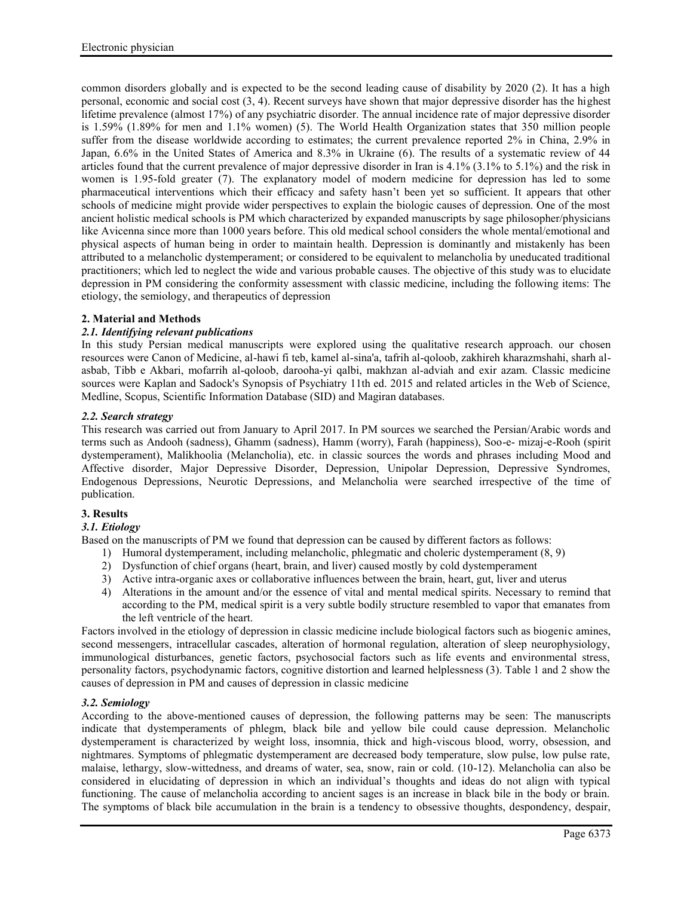common disorders globally and is expected to be the second leading cause of disability by 2020 (2). It has a high personal, economic and social cost (3, 4). Recent surveys have shown that major depressive disorder has the highest lifetime prevalence (almost 17%) of any psychiatric disorder. The annual incidence rate of major depressive disorder is 1.59% (1.89% for men and 1.1% women) (5). The World Health Organization states that 350 million people suffer from the disease worldwide according to estimates; the current prevalence reported 2% in China, 2.9% in Japan, 6.6% in the United States of America and 8.3% in Ukraine (6). The results of a systematic review of 44 articles found that the current prevalence of major depressive disorder in Iran is 4.1% (3.1% to 5.1%) and the risk in women is 1.95-fold greater (7). The explanatory model of modern medicine for depression has led to some pharmaceutical interventions which their efficacy and safety hasn't been yet so sufficient. It appears that other schools of medicine might provide wider perspectives to explain the biologic causes of depression. One of the most ancient holistic medical schools is PM which characterized by expanded manuscripts by sage philosopher/physicians like Avicenna since more than 1000 years before. This old medical school considers the whole mental/emotional and physical aspects of human being in order to maintain health. Depression is dominantly and mistakenly has been attributed to a melancholic dystemperament; or considered to be equivalent to melancholia by uneducated traditional practitioners; which led to neglect the wide and various probable causes. The objective of this study was to elucidate depression in PM considering the conformity assessment with classic medicine, including the following items: The etiology, the semiology, and therapeutics of depression

## 2. Material and Methods

### *2.1. Identifying relevant publications*

In this study Persian medical manuscripts were explored using the qualitative research approach. our chosen resources were Canon of Medicine, al-hawi fi teb, kamel al-sina'a, tafrih al-qoloob, zakhireh kharazmshahi, sharh al-asbab, Tibb e Akbari, mofarrih al-qoloob, darooha-yi qalbi, makhzan al-adviah and exir azam. Classic medicine sources were Kaplan and Sadock's Synopsis of Psychiatry 11th ed. 2015 and related articles in the Web of Science, Medline, Scopus, Scientific Information Database (SID) and Magiran databases.

### *2.2. Search strategy*

This research was carried out from January to April 2017. In PM sources we searched the Persian/Arabic words and terms such as Andooh (sadness), Ghamm (sadness), Hamm (worry), Farah (happiness), Soo-e- mizaj-e-Rooh (spirit dystemperament), Malikhoolia (Melancholia), etc. in classic sources the words and phrases including Mood and Affective disorder, Major Depressive Disorder, Depression, Unipolar Depression, Depressive Syndromes, Endogenous Depressions, Neurotic Depressions, and Melancholia were searched irrespective of the time of publication.

## 3. Results

### *3.1. Etiology*

Based on the manuscripts of PM we found that depression can be caused by different factors as follows:

1) Humoral dystemperament, including melancholic, phlegmatic and choleric dystemperament (8, 9)
2) Dysfunction of chief organs (heart, brain, and liver) caused mostly by cold dystemperament
3) Active intra-organic axes or collaborative influences between the brain, heart, gut, liver and uterus
4) Alterations in the amount and/or the essence of vital and mental medical spirits. Necessary to remind that according to the PM, medical spirit is a very subtle bodily structure resembled to vapor that emanates from the left ventricle of the heart.

Factors involved in the etiology of depression in classic medicine include biological factors such as biogenic amines, second messengers, intracellular cascades, alteration of hormonal regulation, alteration of sleep neurophysiology, immunological disturbances, genetic factors, psychosocial factors such as life events and environmental stress, personality factors, psychodynamic factors, cognitive distortion and learned helplessness (3). Table 1 and 2 show the causes of depression in PM and causes of depression in classic medicine

### *3.2. Semiology*

According to the above-mentioned causes of depression, the following patterns may be seen: The manuscripts indicate that dystemperaments of phlegm, black bile and yellow bile could cause depression. Melancholic dystemperament is characterized by weight loss, insomnia, thick and high-viscous blood, worry, obsession, and nightmares. Symptoms of phlegmatic dystemperament are decreased body temperature, slow pulse, low pulse rate, malaise, lethargy, slow-wittedness, and dreams of water, sea, snow, rain or cold. (10-12). Melancholia can also be considered in elucidating of depression in which an individual's thoughts and ideas do not align with typical functioning. The cause of melancholia according to ancient sages is an increase in black bile in the body or brain. The symptoms of black bile accumulation in the brain is a tendency to obsessive thoughts, despondency, despair,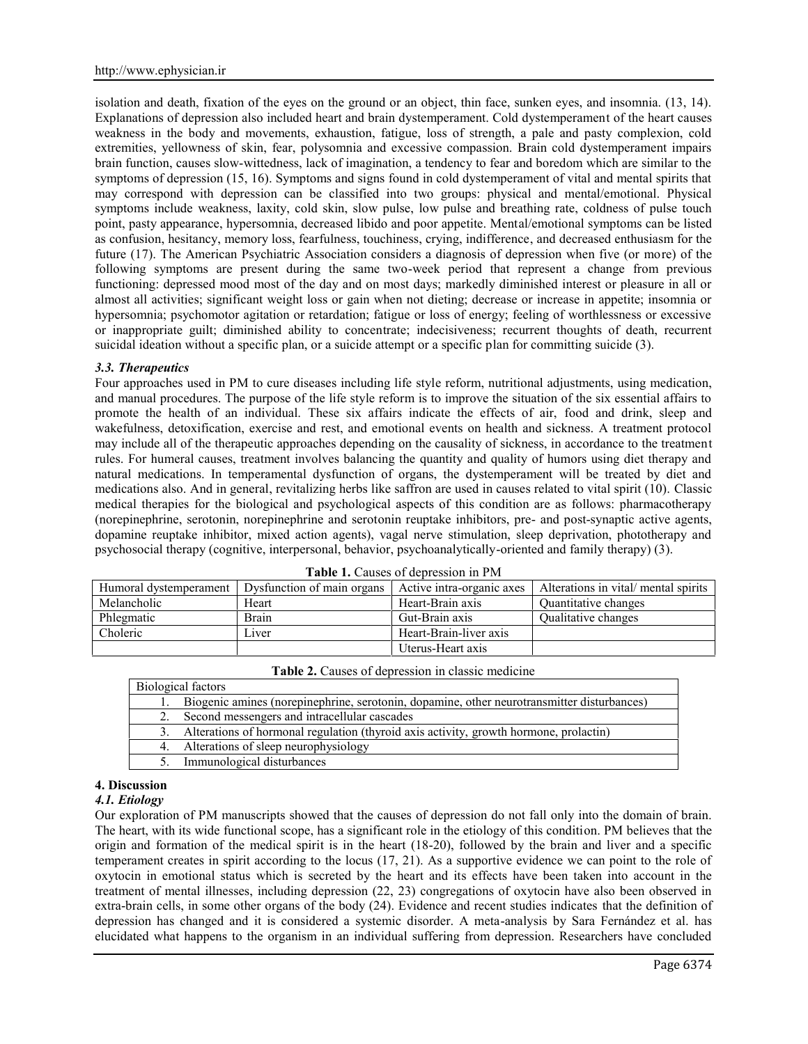isolation and death, fixation of the eyes on the ground or an object, thin face, sunken eyes, and insomnia. (13, 14). Explanations of depression also included heart and brain dystemperament. Cold dystemperament of the heart causes weakness in the body and movements, exhaustion, fatigue, loss of strength, a pale and pasty complexion, cold extremities, yellowness of skin, fear, polysomnia and excessive compassion. Brain cold dystemperament impairs brain function, causes slow-wittedness, lack of imagination, a tendency to fear and boredom which are similar to the symptoms of depression (15, 16). Symptoms and signs found in cold dystemperament of vital and mental spirits that may correspond with depression can be classified into two groups: physical and mental/emotional. Physical symptoms include weakness, laxity, cold skin, slow pulse, low pulse and breathing rate, coldness of pulse touch point, pasty appearance, hypersomnia, decreased libido and poor appetite. Mental/emotional symptoms can be listed as confusion, hesitancy, memory loss, fearfulness, touchiness, crying, indifference, and decreased enthusiasm for the future (17). The American Psychiatric Association considers a diagnosis of depression when five (or more) of the following symptoms are present during the same two-week period that represent a change from previous functioning: depressed mood most of the day and on most days; markedly diminished interest or pleasure in all or almost all activities; significant weight loss or gain when not dieting; decrease or increase in appetite; insomnia or hypersomnia; psychomotor agitation or retardation; fatigue or loss of energy; feeling of worthlessness or excessive or inappropriate guilt; diminished ability to concentrate; indecisiveness; recurrent thoughts of death, recurrent suicidal ideation without a specific plan, or a suicide attempt or a specific plan for committing suicide (3).

### *3.3. Therapeutics*

Four approaches used in PM to cure diseases including life style reform, nutritional adjustments, using medication, and manual procedures. The purpose of the life style reform is to improve the situation of the six essential affairs to promote the health of an individual. These six affairs indicate the effects of air, food and drink, sleep and wakefulness, detoxification, exercise and rest, and emotional events on health and sickness. A treatment protocol may include all of the therapeutic approaches depending on the causality of sickness, in accordance to the treatment rules. For humeral causes, treatment involves balancing the quantity and quality of humors using diet therapy and natural medications. In temperamental dysfunction of organs, the dystemperament will be treated by diet and medications also. And in general, revitalizing herbs like saffron are used in causes related to vital spirit (10). Classic medical therapies for the biological and psychological aspects of this condition are as follows: pharmacotherapy (norepinephrine, serotonin, norepinephrine and serotonin reuptake inhibitors, pre- and post-synaptic active agents, dopamine reuptake inhibitor, mixed action agents), vagal nerve stimulation, sleep deprivation, phototherapy and psychosocial therapy (cognitive, interpersonal, behavior, psychoanalytically-oriented and family therapy) (3).

**Table 1.** Causes of depression in PM

| Humoral dystemperament | Dysfunction of main organs | Active intra-organic axes | Alterations in vital/ mental spirits |
|---|---|---|---|
| Melancholic | Heart | Heart-Brain axis | Quantitative changes |
| Phlegmatic | Brain | Gut-Brain axis | Qualitative changes |
| Choleric | Liver | Heart-Brain-liver axis | |
| | | Uterus-Heart axis | |

**Table 2.** Causes of depression in classic medicine

| Biological factors |
|---|
| 1. Biogenic amines (norepinephrine, serotonin, dopamine, other neurotransmitter disturbances) |
| 2. Second messengers and intracellular cascades |
| 3. Alterations of hormonal regulation (thyroid axis activity, growth hormone, prolactin) |
| 4. Alterations of sleep neurophysiology |
| 5. Immunological disturbances |

## 4. Discussion

### *4.1. Etiology*

Our exploration of PM manuscripts showed that the causes of depression do not fall only into the domain of brain. The heart, with its wide functional scope, has a significant role in the etiology of this condition. PM believes that the origin and formation of the medical spirit is in the heart (18-20), followed by the brain and liver and a specific temperament creates in spirit according to the locus (17, 21). As a supportive evidence we can point to the role of oxytocin in emotional status which is secreted by the heart and its effects have been taken into account in the treatment of mental illnesses, including depression (22, 23) congregations of oxytocin have also been observed in extra-brain cells, in some other organs of the body (24). Evidence and recent studies indicates that the definition of depression has changed and it is considered a systemic disorder. A meta-analysis by Sara Fernández et al. has elucidated what happens to the organism in an individual suffering from depression. Researchers have concluded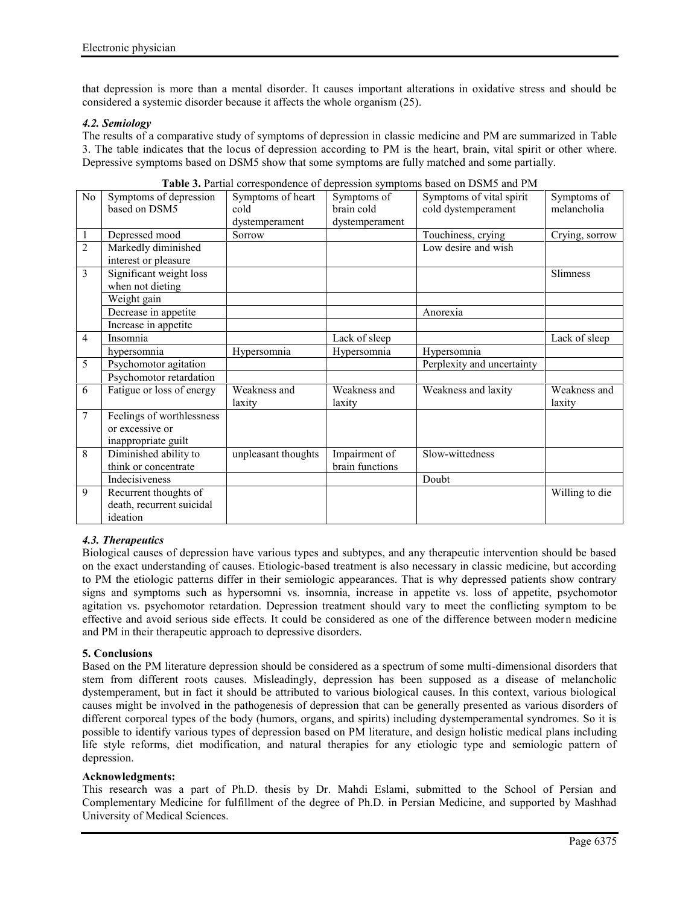that depression is more than a mental disorder. It causes important alterations in oxidative stress and should be considered a systemic disorder because it affects the whole organism (25).

### *4.2. Semiology*

The results of a comparative study of symptoms of depression in classic medicine and PM are summarized in Table 3. The table indicates that the locus of depression according to PM is the heart, brain, vital spirit or other where. Depressive symptoms based on DSM5 show that some symptoms are fully matched and some partially.

**Table 3.** Partial correspondence of depression symptoms based on DSM5 and PM

| No | Symptoms of depression based on DSM5 | Symptoms of heart cold dystemperament | Symptoms of brain cold dystemperament | Symptoms of vital spirit cold dystemperament | Symptoms of melancholia |
|---|---|---|---|---|---|
| 1 | Depressed mood | Sorrow | | Touchiness, crying | Crying, sorrow |
| 2 | Markedly diminished interest or pleasure | | | Low desire and wish | |
| 3 | Significant weight loss when not dieting | | | | Slimness |
| | Weight gain | | | | |
| | Decrease in appetite | | | Anorexia | |
| | Increase in appetite | | | | |
| 4 | Insomnia | | Lack of sleep | | Lack of sleep |
| | hypersomnia | Hypersomnia | Hypersomnia | Hypersomnia | |
| 5 | Psychomotor agitation | | | Perplexity and uncertainty | |
| | Psychomotor retardation | | | | |
| 6 | Fatigue or loss of energy | Weakness and laxity | Weakness and laxity | Weakness and laxity | Weakness and laxity |
| 7 | Feelings of worthlessness or excessive or inappropriate guilt | | | | |
| 8 | Diminished ability to think or concentrate | unpleasant thoughts | Impairment of brain functions | Slow-wittedness | |
| | Indecisiveness | | | Doubt | |
| 9 | Recurrent thoughts of death, recurrent suicidal ideation | | | | Willing to die |

### *4.3. Therapeutics*

Biological causes of depression have various types and subtypes, and any therapeutic intervention should be based on the exact understanding of causes. Etiologic-based treatment is also necessary in classic medicine, but according to PM the etiologic patterns differ in their semiologic appearances. That is why depressed patients show contrary signs and symptoms such as hypersomni vs. insomnia, increase in appetite vs. loss of appetite, psychomotor agitation vs. psychomotor retardation. Depression treatment should vary to meet the conflicting symptom to be effective and avoid serious side effects. It could be considered as one of the difference between modern medicine and PM in their therapeutic approach to depressive disorders.

## 5. Conclusions

Based on the PM literature depression should be considered as a spectrum of some multi-dimensional disorders that stem from different roots causes. Misleadingly, depression has been supposed as a disease of melancholic dystemperament, but in fact it should be attributed to various biological causes. In this context, various biological causes might be involved in the pathogenesis of depression that can be generally presented as various disorders of different corporeal types of the body (humors, organs, and spirits) including dystemperamental syndromes. So it is possible to identify various types of depression based on PM literature, and design holistic medical plans including life style reforms, diet modification, and natural therapies for any etiologic type and semiologic pattern of depression.

**Acknowledgments:**

This research was a part of Ph.D. thesis by Dr. Mahdi Eslami, submitted to the School of Persian and Complementary Medicine for fulfillment of the degree of Ph.D. in Persian Medicine, and supported by Mashhad University of Medical Sciences.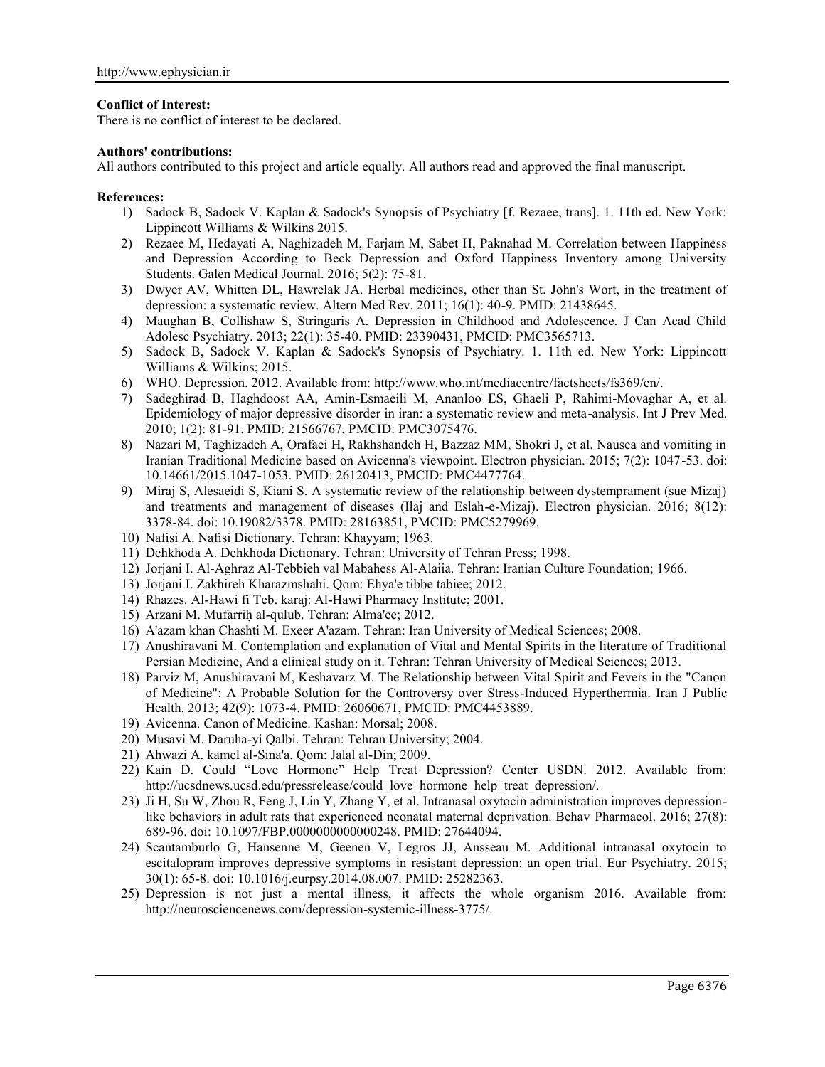**Conflict of Interest:**

There is no conflict of interest to be declared.

**Authors' contributions:**

All authors contributed to this project and article equally. All authors read and approved the final manuscript.

**References:**

1) Sadock B, Sadock V. Kaplan & Sadock's Synopsis of Psychiatry [f. Rezaee, trans]. 1. 11th ed. New York: Lippincott Williams & Wilkins 2015.
2) Rezaee M, Hedayati A, Naghizadeh M, Farjam M, Sabet H, Paknahad M. Correlation between Happiness and Depression According to Beck Depression and Oxford Happiness Inventory among University Students. Galen Medical Journal. 2016; 5(2): 75-81.
3) Dwyer AV, Whitten DL, Hawrelak JA. Herbal medicines, other than St. John's Wort, in the treatment of depression: a systematic review. Altern Med Rev. 2011; 16(1): 40-9. PMID: 21438645.
4) Maughan B, Collishaw S, Stringaris A. Depression in Childhood and Adolescence. J Can Acad Child Adolesc Psychiatry. 2013; 22(1): 35-40. PMID: 23390431, PMCID: PMC3565713.
5) Sadock B, Sadock V. Kaplan & Sadock's Synopsis of Psychiatry. 1. 11th ed. New York: Lippincott Williams & Wilkins; 2015.
6) WHO. Depression. 2012. Available from: http://www.who.int/mediacentre/factsheets/fs369/en/.
7) Sadeghirad B, Haghdoost AA, Amin-Esmaeili M, Ananloo ES, Ghaeli P, Rahimi-Movaghar A, et al. Epidemiology of major depressive disorder in iran: a systematic review and meta-analysis. Int J Prev Med. 2010; 1(2): 81-91. PMID: 21566767, PMCID: PMC3075476.
8) Nazari M, Taghizadeh A, Orafaei H, Rakhshandeh H, Bazzaz MM, Shokri J, et al. Nausea and vomiting in Iranian Traditional Medicine based on Avicenna's viewpoint. Electron physician. 2015; 7(2): 1047-53. doi: 10.14661/2015.1047-1053. PMID: 26120413, PMCID: PMC4477764.
9) Miraj S, Alesaeidi S, Kiani S. A systematic review of the relationship between dystemprament (sue Mizaj) and treatments and management of diseases (Ilaj and Eslah-e-Mizaj). Electron physician. 2016; 8(12): 3378-84. doi: 10.19082/3378. PMID: 28163851, PMCID: PMC5279969.
10) Nafisi A. Nafisi Dictionary. Tehran: Khayyam; 1963.
11) Dehkhoda A. Dehkhoda Dictionary. Tehran: University of Tehran Press; 1998.
12) Jorjani I. Al-Aghraz Al-Tebbieh val Mabahess Al-Alaiia. Tehran: Iranian Culture Foundation; 1966.
13) Jorjani I. Zakhireh Kharazmshahi. Qom: Ehya'e tibbe tabiee; 2012.
14) Rhazes. Al-Hawi fi Teb. karaj: Al-Hawi Pharmacy Institute; 2001.
15) Arzani M. Mufarriḥ al-qulub. Tehran: Alma'ee; 2012.
16) A'azam khan Chashti M. Exeer A'azam. Tehran: Iran University of Medical Sciences; 2008.
17) Anushiravani M. Contemplation and explanation of Vital and Mental Spirits in the literature of Traditional Persian Medicine, And a clinical study on it. Tehran: Tehran University of Medical Sciences; 2013.
18) Parviz M, Anushiravani M, Keshavarz M. The Relationship between Vital Spirit and Fevers in the "Canon of Medicine": A Probable Solution for the Controversy over Stress-Induced Hyperthermia. Iran J Public Health. 2013; 42(9): 1073-4. PMID: 26060671, PMCID: PMC4453889.
19) Avicenna. Canon of Medicine. Kashan: Morsal; 2008.
20) Musavi M. Daruha-yi Qalbi. Tehran: Tehran University; 2004.
21) Ahwazi A. kamel al-Sina'a. Qom: Jalal al-Din; 2009.
22) Kain D. Could "Love Hormone" Help Treat Depression? Center USDN. 2012. Available from: http://ucsdnews.ucsd.edu/pressrelease/could_love_hormone_help_treat_depression/.
23) Ji H, Su W, Zhou R, Feng J, Lin Y, Zhang Y, et al. Intranasal oxytocin administration improves depression-like behaviors in adult rats that experienced neonatal maternal deprivation. Behav Pharmacol. 2016; 27(8): 689-96. doi: 10.1097/FBP.0000000000000248. PMID: 27644094.
24) Scantamburlo G, Hansenne M, Geenen V, Legros JJ, Ansseau M. Additional intranasal oxytocin to escitalopram improves depressive symptoms in resistant depression: an open trial. Eur Psychiatry. 2015; 30(1): 65-8. doi: 10.1016/j.eurpsy.2014.08.007. PMID: 25282363.
25) Depression is not just a mental illness, it affects the whole organism 2016. Available from: http://neurosciencenews.com/depression-systemic-illness-3775/.